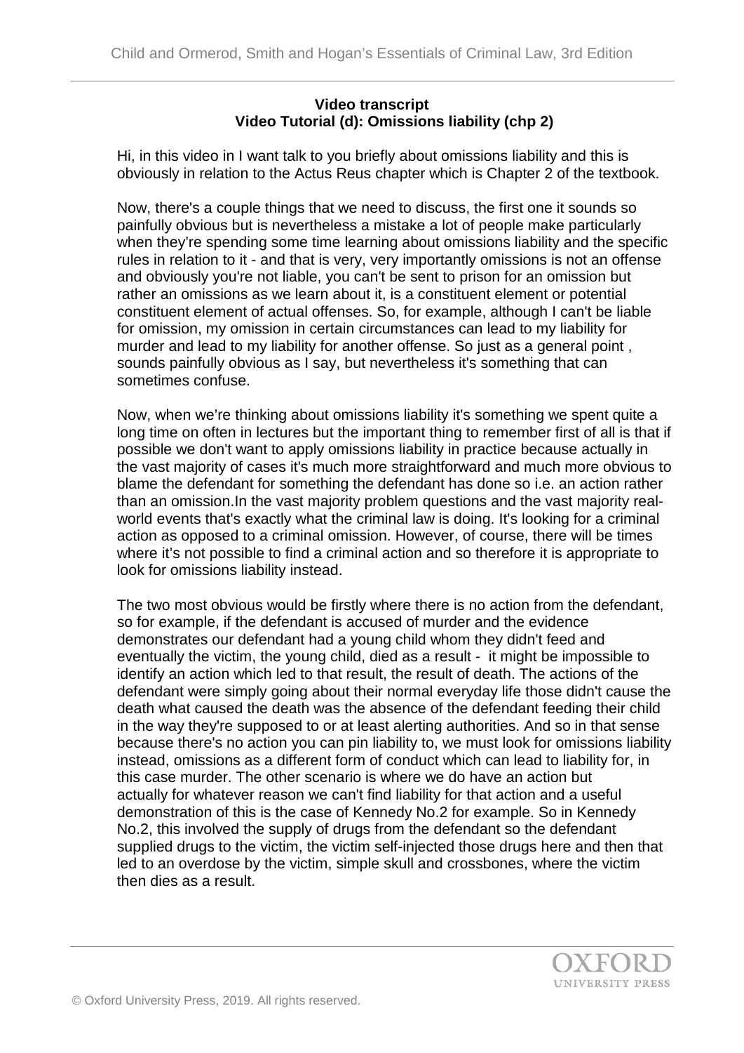**Video transcript**
**Video Tutorial (d): Omissions liability (chp 2)**

Hi, in this video in I want talk to you briefly about omissions liability and this is obviously in relation to the Actus Reus chapter which is Chapter 2 of the textbook.

Now, there's a couple things that we need to discuss, the first one it sounds so painfully obvious but is nevertheless a mistake a lot of people make particularly when they're spending some time learning about omissions liability and the specific rules in relation to it - and that is very, very importantly omissions is not an offense and obviously you're not liable, you can't be sent to prison for an omission but rather an omissions as we learn about it, is a constituent element or potential constituent element of actual offenses. So, for example, although I can't be liable for omission, my omission in certain circumstances can lead to my liability for murder and lead to my liability for another offense. So just as a general point , sounds painfully obvious as I say, but nevertheless it's something that can sometimes confuse.

Now, when we're thinking about omissions liability it's something we spent quite a long time on often in lectures but the important thing to remember first of all is that if possible we don't want to apply omissions liability in practice because actually in the vast majority of cases it's much more straightforward and much more obvious to blame the defendant for something the defendant has done so i.e. an action rather than an omission.In the vast majority problem questions and the vast majority real-world events that's exactly what the criminal law is doing. It's looking for a criminal action as opposed to a criminal omission. However, of course, there will be times where it's not possible to find a criminal action and so therefore it is appropriate to look for omissions liability instead.

The two most obvious would be firstly where there is no action from the defendant, so for example, if the defendant is accused of murder and the evidence demonstrates our defendant had a young child whom they didn't feed and eventually the victim, the young child, died as a result - it might be impossible to identify an action which led to that result, the result of death. The actions of the defendant were simply going about their normal everyday life those didn't cause the death what caused the death was the absence of the defendant feeding their child in the way they're supposed to or at least alerting authorities. And so in that sense because there's no action you can pin liability to, we must look for omissions liability instead, omissions as a different form of conduct which can lead to liability for, in this case murder. The other scenario is where we do have an action but actually for whatever reason we can't find liability for that action and a useful demonstration of this is the case of Kennedy No.2 for example. So in Kennedy No.2, this involved the supply of drugs from the defendant so the defendant supplied drugs to the victim, the victim self-injected those drugs here and then that led to an overdose by the victim, simple skull and crossbones, where the victim then dies as a result.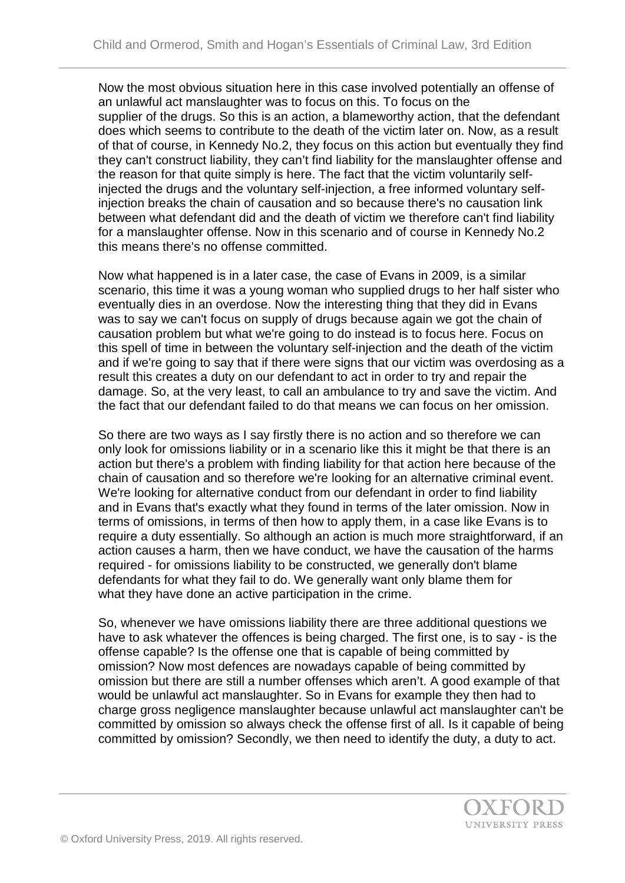Now the most obvious situation here in this case involved potentially an offense of an unlawful act manslaughter was to focus on this. To focus on the supplier of the drugs. So this is an action, a blameworthy action, that the defendant does which seems to contribute to the death of the victim later on. Now, as a result of that of course, in Kennedy No.2, they focus on this action but eventually they find they can't construct liability, they can't find liability for the manslaughter offense and the reason for that quite simply is here. The fact that the victim voluntarily self-injected the drugs and the voluntary self-injection, a free informed voluntary self-injection breaks the chain of causation and so because there's no causation link between what defendant did and the death of victim we therefore can't find liability for a manslaughter offense. Now in this scenario and of course in Kennedy No.2 this means there's no offense committed.

Now what happened is in a later case, the case of Evans in 2009, is a similar scenario, this time it was a young woman who supplied drugs to her half sister who eventually dies in an overdose. Now the interesting thing that they did in Evans was to say we can't focus on supply of drugs because again we got the chain of causation problem but what we're going to do instead is to focus here. Focus on this spell of time in between the voluntary self-injection and the death of the victim and if we're going to say that if there were signs that our victim was overdosing as a result this creates a duty on our defendant to act in order to try and repair the damage. So, at the very least, to call an ambulance to try and save the victim. And the fact that our defendant failed to do that means we can focus on her omission.

So there are two ways as I say firstly there is no action and so therefore we can only look for omissions liability or in a scenario like this it might be that there is an action but there's a problem with finding liability for that action here because of the chain of causation and so therefore we're looking for an alternative criminal event. We're looking for alternative conduct from our defendant in order to find liability and in Evans that's exactly what they found in terms of the later omission. Now in terms of omissions, in terms of then how to apply them, in a case like Evans is to require a duty essentially. So although an action is much more straightforward, if an action causes a harm, then we have conduct, we have the causation of the harms required - for omissions liability to be constructed, we generally don't blame defendants for what they fail to do. We generally want only blame them for what they have done an active participation in the crime.

So, whenever we have omissions liability there are three additional questions we have to ask whatever the offences is being charged. The first one, is to say - is the offense capable? Is the offense one that is capable of being committed by omission? Now most defences are nowadays capable of being committed by omission but there are still a number offenses which aren't. A good example of that would be unlawful act manslaughter. So in Evans for example they then had to charge gross negligence manslaughter because unlawful act manslaughter can't be committed by omission so always check the offense first of all. Is it capable of being committed by omission? Secondly, we then need to identify the duty, a duty to act.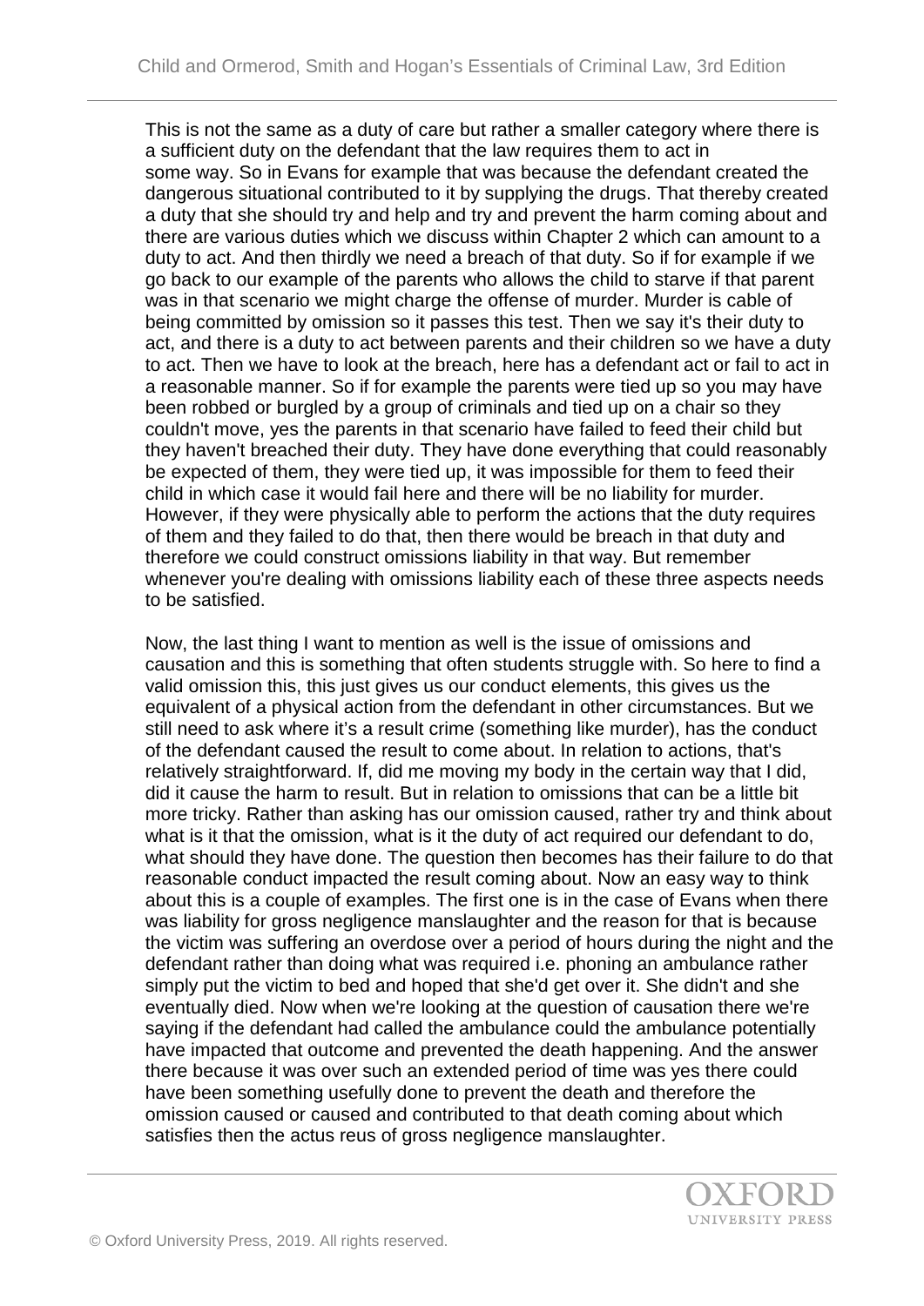This is not the same as a duty of care but rather a smaller category where there is a sufficient duty on the defendant that the law requires them to act in some way. So in Evans for example that was because the defendant created the dangerous situational contributed to it by supplying the drugs. That thereby created a duty that she should try and help and try and prevent the harm coming about and there are various duties which we discuss within Chapter 2 which can amount to a duty to act. And then thirdly we need a breach of that duty. So if for example if we go back to our example of the parents who allows the child to starve if that parent was in that scenario we might charge the offense of murder. Murder is cable of being committed by omission so it passes this test. Then we say it's their duty to act, and there is a duty to act between parents and their children so we have a duty to act. Then we have to look at the breach, here has a defendant act or fail to act in a reasonable manner. So if for example the parents were tied up so you may have been robbed or burgled by a group of criminals and tied up on a chair so they couldn't move, yes the parents in that scenario have failed to feed their child but they haven't breached their duty. They have done everything that could reasonably be expected of them, they were tied up, it was impossible for them to feed their child in which case it would fail here and there will be no liability for murder. However, if they were physically able to perform the actions that the duty requires of them and they failed to do that, then there would be breach in that duty and therefore we could construct omissions liability in that way. But remember whenever you're dealing with omissions liability each of these three aspects needs to be satisfied.

Now, the last thing I want to mention as well is the issue of omissions and causation and this is something that often students struggle with. So here to find a valid omission this, this just gives us our conduct elements, this gives us the equivalent of a physical action from the defendant in other circumstances. But we still need to ask where it's a result crime (something like murder), has the conduct of the defendant caused the result to come about. In relation to actions, that's relatively straightforward. If, did me moving my body in the certain way that I did, did it cause the harm to result. But in relation to omissions that can be a little bit more tricky. Rather than asking has our omission caused, rather try and think about what is it that the omission, what is it the duty of act required our defendant to do, what should they have done. The question then becomes has their failure to do that reasonable conduct impacted the result coming about. Now an easy way to think about this is a couple of examples. The first one is in the case of Evans when there was liability for gross negligence manslaughter and the reason for that is because the victim was suffering an overdose over a period of hours during the night and the defendant rather than doing what was required i.e. phoning an ambulance rather simply put the victim to bed and hoped that she'd get over it. She didn't and she eventually died. Now when we're looking at the question of causation there we're saying if the defendant had called the ambulance could the ambulance potentially have impacted that outcome and prevented the death happening. And the answer there because it was over such an extended period of time was yes there could have been something usefully done to prevent the death and therefore the omission caused or caused and contributed to that death coming about which satisfies then the actus reus of gross negligence manslaughter.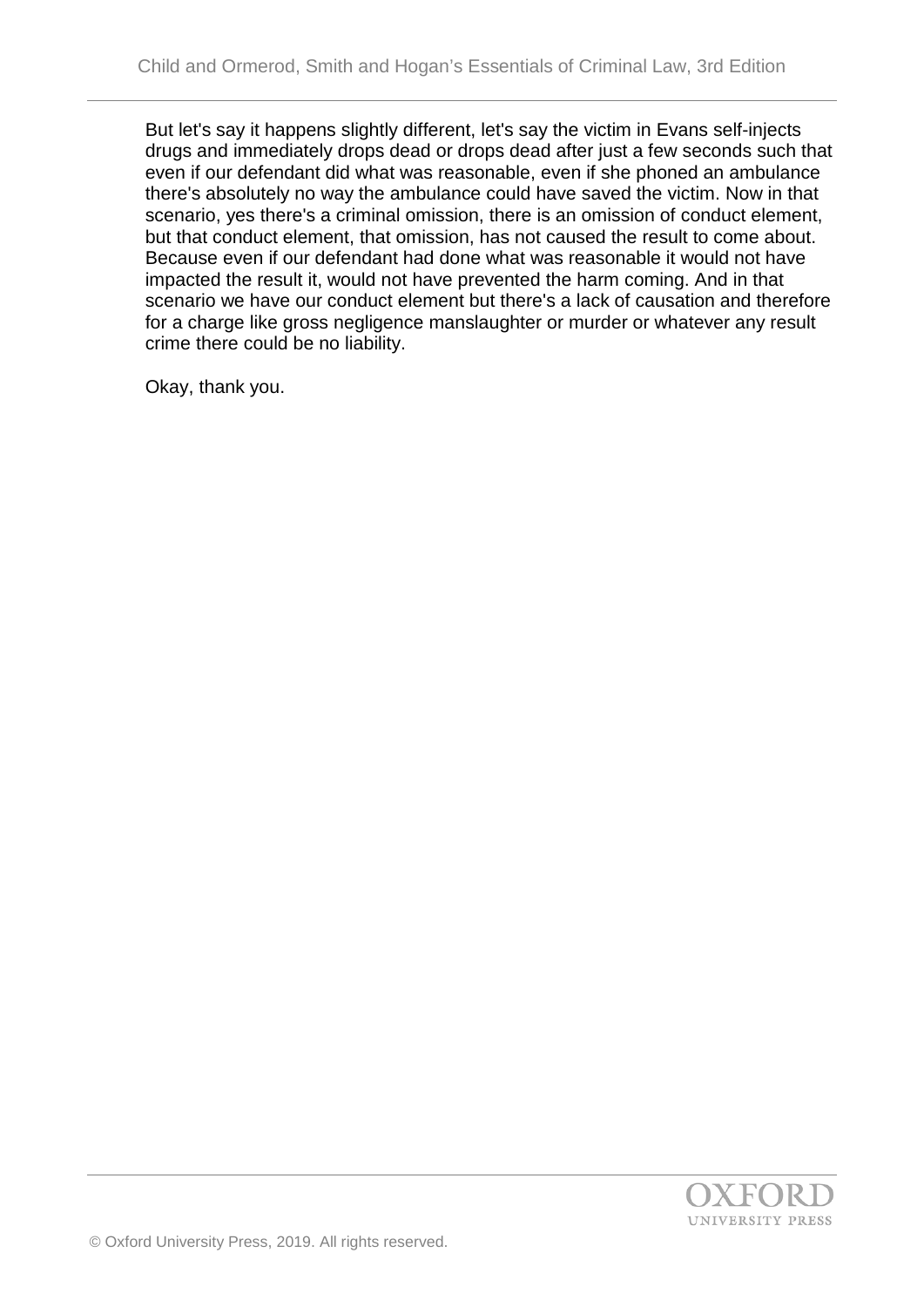But let's say it happens slightly different, let's say the victim in Evans self-injects drugs and immediately drops dead or drops dead after just a few seconds such that even if our defendant did what was reasonable, even if she phoned an ambulance there's absolutely no way the ambulance could have saved the victim. Now in that scenario, yes there's a criminal omission, there is an omission of conduct element, but that conduct element, that omission, has not caused the result to come about. Because even if our defendant had done what was reasonable it would not have impacted the result it, would not have prevented the harm coming. And in that scenario we have our conduct element but there's a lack of causation and therefore for a charge like gross negligence manslaughter or murder or whatever any result crime there could be no liability.

Okay, thank you.